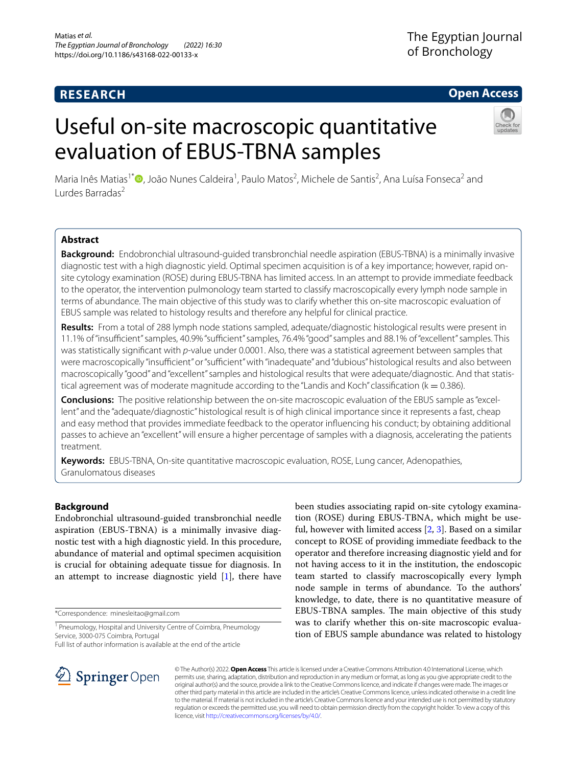# Useful on-site macroscopic quantitative evaluation of EBUS-TBNA samples

Maria Inês Matias[1*], João Nunes Caldeira[1], Paulo Matos[2], Michele de Santis[2], Ana Luísa Fonseca[2] and Lurdes Barradas[2]

## Abstract

**Background:** Endobronchial ultrasound-guided transbronchial needle aspiration (EBUS-TBNA) is a minimally invasive diagnostic test with a high diagnostic yield. Optimal specimen acquisition is of a key importance; however, rapid on-site cytology examination (ROSE) during EBUS-TBNA has limited access. In an attempt to provide immediate feedback to the operator, the intervention pulmonology team started to classify macroscopically every lymph node sample in terms of abundance. The main objective of this study was to clarify whether this on-site macroscopic evaluation of EBUS sample was related to histology results and therefore any helpful for clinical practice.

**Results:** From a total of 288 lymph node stations sampled, adequate/diagnostic histological results were present in 11.1% of "insufficient" samples, 40.9% "sufficient" samples, 76.4% "good" samples and 88.1% of "excellent" samples. This was statistically significant with *p*-value under 0.0001. Also, there was a statistical agreement between samples that were macroscopically "insufficient" or "sufficient" with "inadequate" and "dubious" histological results and also between macroscopically "good" and "excellent" samples and histological results that were adequate/diagnostic. And that statistical agreement was of moderate magnitude according to the "Landis and Koch" classification (k = 0.386).

**Conclusions:** The positive relationship between the on-site macroscopic evaluation of the EBUS sample as "excellent" and the "adequate/diagnostic" histological result is of high clinical importance since it represents a fast, cheap and easy method that provides immediate feedback to the operator influencing his conduct; by obtaining additional passes to achieve an "excellent" will ensure a higher percentage of samples with a diagnosis, accelerating the patients treatment.

**Keywords:** EBUS-TBNA, On-site quantitative macroscopic evaluation, ROSE, Lung cancer, Adenopathies, Granulomatous diseases

## Background

Endobronchial ultrasound-guided transbronchial needle aspiration (EBUS-TBNA) is a minimally invasive diagnostic test with a high diagnostic yield. In this procedure, abundance of material and optimal specimen acquisition is crucial for obtaining adequate tissue for diagnosis. In an attempt to increase diagnostic yield [1], there have been studies associating rapid on-site cytology examination (ROSE) during EBUS-TBNA, which might be useful, however with limited access [2, 3]. Based on a similar concept to ROSE of providing immediate feedback to the operator and therefore increasing diagnostic yield and for not having access to it in the institution, the endoscopic team started to classify macroscopically every lymph node sample in terms of abundance. To the authors' knowledge, to date, there is no quantitative measure of EBUS-TBNA samples. The main objective of this study was to clarify whether this on-site macroscopic evaluation of EBUS sample abundance was related to histology

*Correspondence: minesleitao@gmail.com

[1] Pneumology, Hospital and University Centre of Coimbra, Pneumology Service, 3000-075 Coimbra, Portugal

Full list of author information is available at the end of the article

© The Author(s) 2022. **Open Access** This article is licensed under a Creative Commons Attribution 4.0 International License, which permits use, sharing, adaptation, distribution and reproduction in any medium or format, as long as you give appropriate credit to the original author(s) and the source, provide a link to the Creative Commons licence, and indicate if changes were made. The images or other third party material in this article are included in the article's Creative Commons licence, unless indicated otherwise in a credit line to the material. If material is not included in the article's Creative Commons licence and your intended use is not permitted by statutory regulation or exceeds the permitted use, you will need to obtain permission directly from the copyright holder. To view a copy of this licence, visit http://creativecommons.org/licenses/by/4.0/.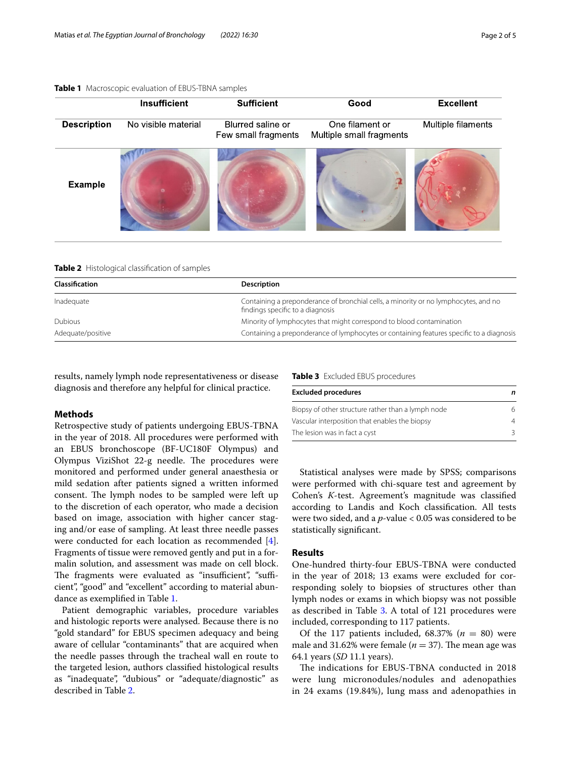**Table 1** Macroscopic evaluation of EBUS-TBNA samples

| | Insufficient | Sufficient | Good | Excellent |
|---|---|---|---|---|
| **Description** | No visible material | Blurred saline or Few small fragments | One filament or Multiple small fragments | Multiple filaments |
| **Example** | | | | |

**Table 2** Histological classification of samples

| Classification | Description |
|---|---|
| Inadequate | Containing a preponderance of bronchial cells, a minority or no lymphocytes, and no findings specific to a diagnosis |
| Dubious | Minority of lymphocytes that might correspond to blood contamination |
| Adequate/positive | Containing a preponderance of lymphocytes or containing features specific to a diagnosis |

results, namely lymph node representativeness or disease diagnosis and therefore any helpful for clinical practice.

## Methods

Retrospective study of patients undergoing EBUS-TBNA in the year of 2018. All procedures were performed with an EBUS bronchoscope (BF-UC180F Olympus) and Olympus ViziShot 22-g needle. The procedures were monitored and performed under general anaesthesia or mild sedation after patients signed a written informed consent. The lymph nodes to be sampled were left up to the discretion of each operator, who made a decision based on image, association with higher cancer staging and/or ease of sampling. At least three needle passes were conducted for each location as recommended [4]. Fragments of tissue were removed gently and put in a formalin solution, and assessment was made on cell block. The fragments were evaluated as "insufficient", "sufficient", "good" and "excellent" according to material abundance as exemplified in Table 1.

Patient demographic variables, procedure variables and histologic reports were analysed. Because there is no "gold standard" for EBUS specimen adequacy and being aware of cellular "contaminants" that are acquired when the needle passes through the tracheal wall en route to the targeted lesion, authors classified histological results as "inadequate", "dubious" or "adequate/diagnostic" as described in Table 2.

**Table 3** Excluded EBUS procedures

| Excluded procedures | *n* |
|---|---|
| Biopsy of other structure rather than a lymph node | 6 |
| Vascular interposition that enables the biopsy | 4 |
| The lesion was in fact a cyst | 3 |

Statistical analyses were made by SPSS; comparisons were performed with chi-square test and agreement by Cohen's *K*-test. Agreement's magnitude was classified according to Landis and Koch classification. All tests were two sided, and a $p$-value < 0.05 was considered to be statistically significant.

## Results

One-hundred thirty-four EBUS-TBNA were conducted in the year of 2018; 13 exams were excluded for corresponding solely to biopsies of structures other than lymph nodes or exams in which biopsy was not possible as described in Table 3. A total of 121 procedures were included, corresponding to 117 patients.

Of the 117 patients included, 68.37% ($n = 80$) were male and 31.62% were female ($n = 37$). The mean age was 64.1 years (*SD* 11.1 years).

The indications for EBUS-TBNA conducted in 2018 were lung micronodules/nodules and adenopathies in 24 exams (19.84%), lung mass and adenopathies in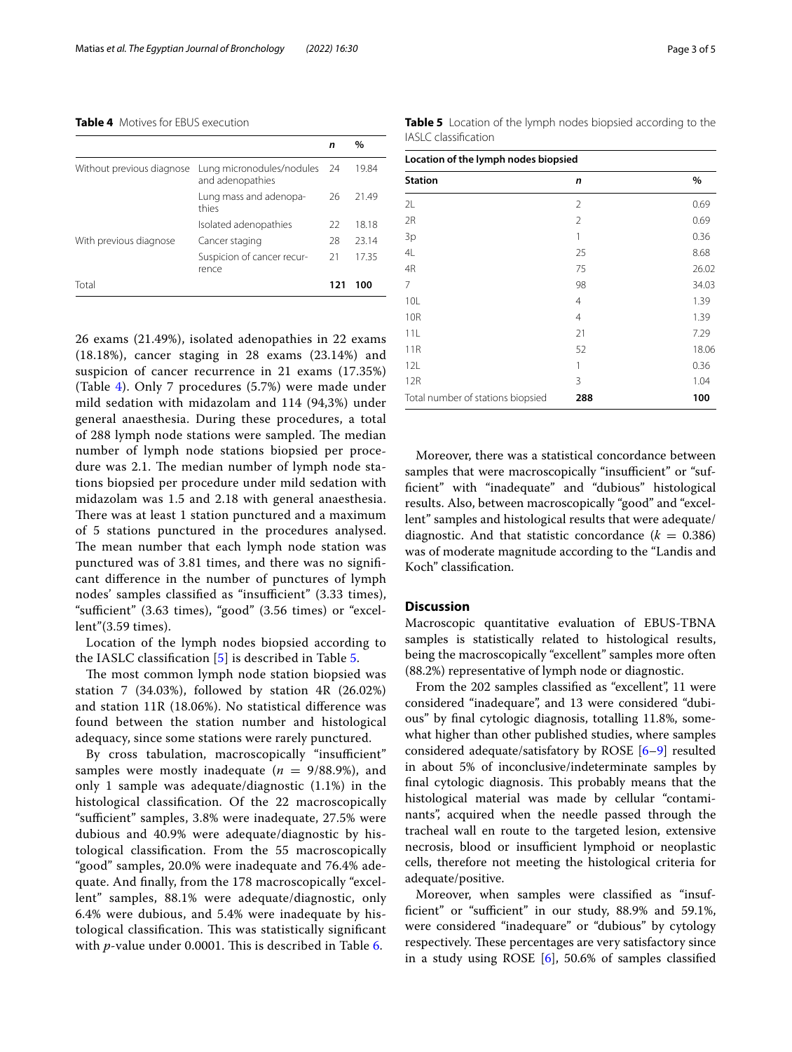**Table 4** Motives for EBUS execution

| | | *n* | % |
|---|---|---|---|
| Without previous diagnose | Lung micronodules/nodules and adenopathies | 24 | 19.84 |
| | Lung mass and adenopathies | 26 | 21.49 |
| | Isolated adenopathies | 22 | 18.18 |
| With previous diagnose | Cancer staging | 28 | 23.14 |
| | Suspicion of cancer recurrence | 21 | 17.35 |
| Total | | **121** | **100** |

26 exams (21.49%), isolated adenopathies in 22 exams (18.18%), cancer staging in 28 exams (23.14%) and suspicion of cancer recurrence in 21 exams (17.35%) (Table 4). Only 7 procedures (5.7%) were made under mild sedation with midazolam and 114 (94,3%) under general anaesthesia. During these procedures, a total of 288 lymph node stations were sampled. The median number of lymph node stations biopsied per procedure was 2.1. The median number of lymph node stations biopsied per procedure under mild sedation with midazolam was 1.5 and 2.18 with general anaesthesia. There was at least 1 station punctured and a maximum of 5 stations punctured in the procedures analysed. The mean number that each lymph node station was punctured was of 3.81 times, and there was no significant difference in the number of punctures of lymph nodes' samples classified as "insufficient" (3.33 times), "sufficient" (3.63 times), "good" (3.56 times) or "excellent"(3.59 times).

Location of the lymph nodes biopsied according to the IASLC classification [5] is described in Table 5.

The most common lymph node station biopsied was station 7 (34.03%), followed by station 4R (26.02%) and station 11R (18.06%). No statistical difference was found between the station number and histological adequacy, since some stations were rarely punctured.

By cross tabulation, macroscopically "insufficient" samples were mostly inadequate ($n$ = 9/88.9%), and only 1 sample was adequate/diagnostic (1.1%) in the histological classification. Of the 22 macroscopically "sufficient" samples, 3.8% were inadequate, 27.5% were dubious and 40.9% were adequate/diagnostic by histological classification. From the 55 macroscopically "good" samples, 20.0% were inadequate and 76.4% adequate. And finally, from the 178 macroscopically "excellent" samples, 88.1% were adequate/diagnostic, only 6.4% were dubious, and 5.4% were inadequate by histological classification. This was statistically significant with $p$-value under 0.0001. This is described in Table 6.

**Table 5** Location of the lymph nodes biopsied according to the IASLC classification

| **Location of the lymph nodes biopsied** | | |
|---|---|---|
| **Station** | ***n*** | **%** |
| 2L | 2 | 0.69 |
| 2R | 2 | 0.69 |
| 3p | 1 | 0.36 |
| 4L | 25 | 8.68 |
| 4R | 75 | 26.02 |
| 7 | 98 | 34.03 |
| 10L | 4 | 1.39 |
| 10R | 4 | 1.39 |
| 11L | 21 | 7.29 |
| 11R | 52 | 18.06 |
| 12L | 1 | 0.36 |
| 12R | 3 | 1.04 |
| Total number of stations biopsied | **288** | **100** |

Moreover, there was a statistical concordance between samples that were macroscopically "insufficient" or "sufficient" with "inadequate" and "dubious" histological results. Also, between macroscopically "good" and "excellent" samples and histological results that were adequate/diagnostic. And that statistic concordance ($k$ = 0.386) was of moderate magnitude according to the "Landis and Koch" classification.

## Discussion

Macroscopic quantitative evaluation of EBUS-TBNA samples is statistically related to histological results, being the macroscopically "excellent" samples more often (88.2%) representative of lymph node or diagnostic.

From the 202 samples classified as "excellent", 11 were considered "inadequare", and 13 were considered "dubious" by final cytologic diagnosis, totalling 11.8%, somewhat higher than other published studies, where samples considered adequate/satisfatory by ROSE [6–9] resulted in about 5% of inconclusive/indeterminate samples by final cytologic diagnosis. This probably means that the histological material was made by cellular "contaminants", acquired when the needle passed through the tracheal wall en route to the targeted lesion, extensive necrosis, blood or insufficient lymphoid or neoplastic cells, therefore not meeting the histological criteria for adequate/positive.

Moreover, when samples were classified as "insufficient" or "sufficient" in our study, 88.9% and 59.1%, were considered "inadequate" or "dubious" by cytology respectively. These percentages are very satisfactory since in a study using ROSE [6], 50.6% of samples classified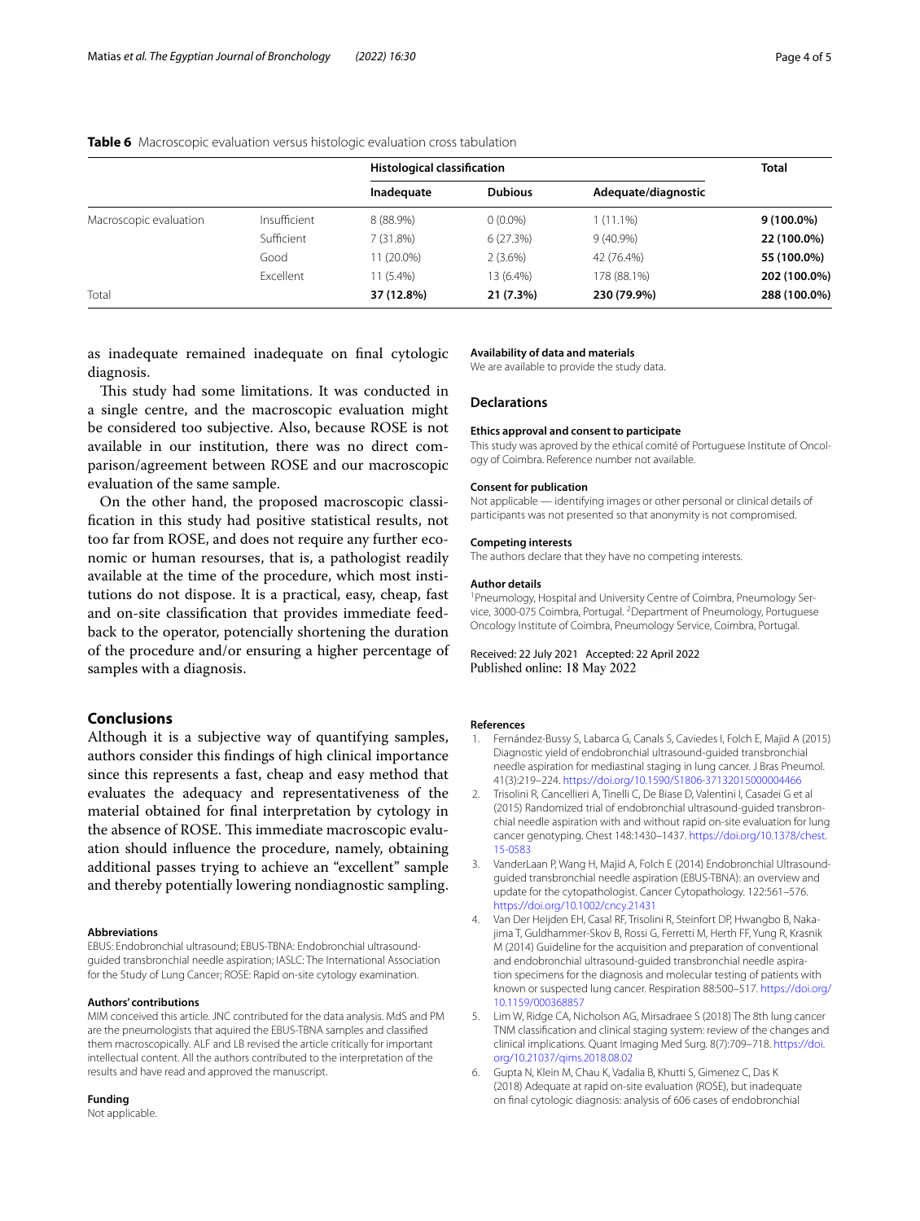**Table 6** Macroscopic evaluation versus histologic evaluation cross tabulation

| | | Histological classification | | | Total |
|---|---|---|---|---|---|
| | | Inadequate | Dubious | Adequate/diagnostic | |
| Macroscopic evaluation | Insufficient | 8 (88.9%) | 0 (0.0%) | 1 (11.1%) | **9 (100.0%)** |
| | Sufficient | 7 (31.8%) | 6 (27.3%) | 9 (40.9%) | **22 (100.0%)** |
| | Good | 11 (20.0%) | 2 (3.6%) | 42 (76.4%) | **55 (100.0%)** |
| | Excellent | 11 (5.4%) | 13 (6.4%) | 178 (88.1%) | **202 (100.0%)** |
| Total | | **37 (12.8%)** | **21 (7.3%)** | **230 (79.9%)** | **288 (100.0%)** |

as inadequate remained inadequate on final cytologic diagnosis.

This study had some limitations. It was conducted in a single centre, and the macroscopic evaluation might be considered too subjective. Also, because ROSE is not available in our institution, there was no direct comparison/agreement between ROSE and our macroscopic evaluation of the same sample.

On the other hand, the proposed macroscopic classification in this study had positive statistical results, not too far from ROSE, and does not require any further economic or human resourses, that is, a pathologist readily available at the time of the procedure, which most institutions do not dispose. It is a practical, easy, cheap, fast and on-site classification that provides immediate feedback to the operator, potencially shortening the duration of the procedure and/or ensuring a higher percentage of samples with a diagnosis.

## Conclusions

Although it is a subjective way of quantifying samples, authors consider this findings of high clinical importance since this represents a fast, cheap and easy method that evaluates the adequacy and representativeness of the material obtained for final interpretation by cytology in the absence of ROSE. This immediate macroscopic evaluation should influence the procedure, namely, obtaining additional passes trying to achieve an "excellent" sample and thereby potentially lowering nondiagnostic sampling.

#### Abbreviations

EBUS: Endobronchial ultrasound; EBUS-TBNA: Endobronchial ultrasound-guided transbronchial needle aspiration; IASLC: The International Association for the Study of Lung Cancer; ROSE: Rapid on-site cytology examination.

#### Authors' contributions

MIM conceived this article. JNC contributed for the data analysis. MdS and PM are the pneumologists that aquired the EBUS-TBNA samples and classified them macroscopically. ALF and LB revised the article critically for important intellectual content. All the authors contributed to the interpretation of the results and have read and approved the manuscript.

#### Funding

Not applicable.

#### Availability of data and materials

We are available to provide the study data.

### Declarations

#### Ethics approval and consent to participate

This study was aproved by the ethical comité of Portuguese Institute of Oncology of Coimbra. Reference number not available.

#### Consent for publication

Not applicable — identifying images or other personal or clinical details of participants was not presented so that anonymity is not compromised.

#### Competing interests

The authors declare that they have no competing interests.

#### Author details

[1]Pneumology, Hospital and University Centre of Coimbra, Pneumology Service, 3000-075 Coimbra, Portugal. [2]Department of Pneumology, Portuguese Oncology Institute of Coimbra, Pneumology Service, Coimbra, Portugal.

Received: 22 July 2021 Accepted: 22 April 2022
Published online: 18 May 2022

#### References

1. Fernández-Bussy S, Labarca G, Canals S, Caviedes I, Folch E, Majid A (2015) Diagnostic yield of endobronchial ultrasound-guided transbronchial needle aspiration for mediastinal staging in lung cancer. J Bras Pneumol. 41(3):219–224. https://doi.org/10.1590/S1806-37132015000004466
2. Trisolini R, Cancellieri A, Tinelli C, De Biase D, Valentini I, Casadei G et al (2015) Randomized trial of endobronchial ultrasound-guided transbronchial needle aspiration with and without rapid on-site evaluation for lung cancer genotyping. Chest 148:1430–1437. https://doi.org/10.1378/chest.15-0583
3. VanderLaan P, Wang H, Majid A, Folch E (2014) Endobronchial Ultrasound-guided transbronchial needle aspiration (EBUS-TBNA): an overview and update for the cytopathologist. Cancer Cytopathology. 122:561–576. https://doi.org/10.1002/cncy.21431
4. Van Der Heijden EH, Casal RF, Trisolini R, Steinfort DP, Hwangbo B, Nakajima T, Guldhammer-Skov B, Rossi G, Ferretti M, Herth FF, Yung R, Krasnik M (2014) Guideline for the acquisition and preparation of conventional and endobronchial ultrasound-guided transbronchial needle aspiration specimens for the diagnosis and molecular testing of patients with known or suspected lung cancer. Respiration 88:500–517. https://doi.org/10.1159/000368857
5. Lim W, Ridge CA, Nicholson AG, Mirsadraee S (2018) The 8th lung cancer TNM classification and clinical staging system: review of the changes and clinical implications. Quant Imaging Med Surg. 8(7):709–718. https://doi.org/10.21037/qims.2018.08.02
6. Gupta N, Klein M, Chau K, Vadalia B, Khutti S, Gimenez C, Das K (2018) Adequate at rapid on-site evaluation (ROSE), but inadequate on final cytologic diagnosis: analysis of 606 cases of endobronchial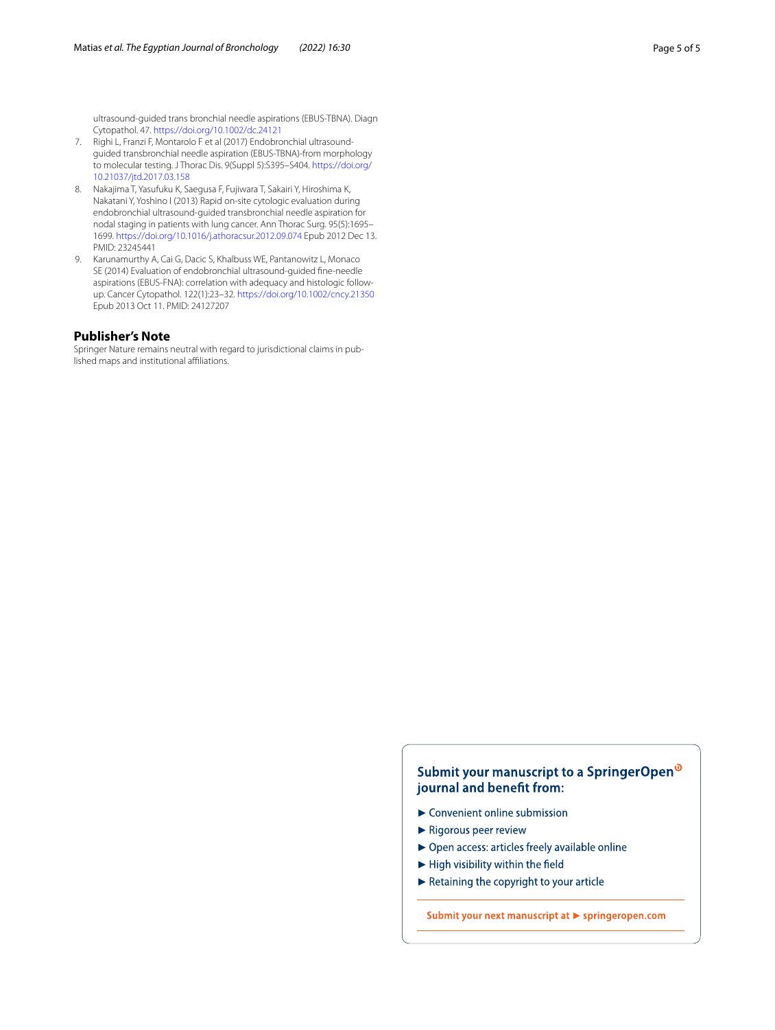ultrasound-guided trans bronchial needle aspirations (EBUS-TBNA). Diagn Cytopathol. 47. https://doi.org/10.1002/dc.24121

7. Righi L, Franzi F, Montarolo F et al (2017) Endobronchial ultrasound-guided transbronchial needle aspiration (EBUS-TBNA)-from morphology to molecular testing. J Thorac Dis. 9(Suppl 5):S395–S404. https://doi.org/10.21037/jtd.2017.03.158
8. Nakajima T, Yasufuku K, Saegusa F, Fujiwara T, Sakairi Y, Hiroshima K, Nakatani Y, Yoshino I (2013) Rapid on-site cytologic evaluation during endobronchial ultrasound-guided transbronchial needle aspiration for nodal staging in patients with lung cancer. Ann Thorac Surg. 95(5):1695–1699. https://doi.org/10.1016/j.athoracsur.2012.09.074 Epub 2012 Dec 13. PMID: 23245441
9. Karunamurthy A, Cai G, Dacic S, Khalbuss WE, Pantanowitz L, Monaco SE (2014) Evaluation of endobronchial ultrasound-guided fine-needle aspirations (EBUS-FNA): correlation with adequacy and histologic follow-up. Cancer Cytopathol. 122(1):23–32. https://doi.org/10.1002/cncy.21350 Epub 2013 Oct 11. PMID: 24127207

## Publisher's Note

Springer Nature remains neutral with regard to jurisdictional claims in published maps and institutional affiliations.

**Submit your manuscript to a SpringerOpen journal and benefit from:**

► Convenient online submission
► Rigorous peer review
► Open access: articles freely available online
► High visibility within the field
► Retaining the copyright to your article

**Submit your next manuscript at ► springeropen.com**